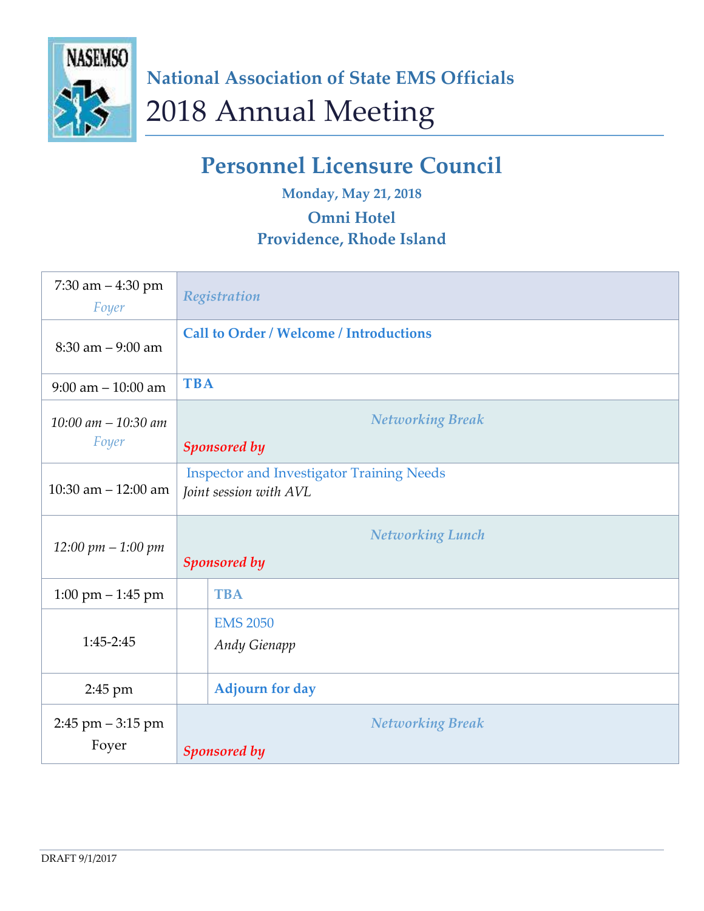NASEMSO

**National Association of State EMS Officials**

# 2018 Annual Meeting

## Personnel Licensure Council

**Monday, May 21, 2018**

**Omni Hotel**
**Providence, Rhode Island**

| Time | Session |
|---|---|
| 7:30 am – 4:30 pm *Foyer* | *Registration* |
| 8:30 am – 9:00 am | **Call to Order / Welcome / Introductions** |
| 9:00 am – 10:00 am | **TBA** |
| *10:00 am – 10:30 am* *Foyer* | *Networking Break* *Sponsored by* |
| 10:30 am – 12:00 am | Inspector and Investigator Training Needs *Joint session with AVL* |
| *12:00 pm – 1:00 pm* | *Networking Lunch* *Sponsored by* |
| 1:00 pm – 1:45 pm | **TBA** |
| 1:45-2:45 | EMS 2050 *Andy Gienapp* |
| 2:45 pm | **Adjourn for day** |
| 2:45 pm – 3:15 pm Foyer | *Networking Break* *Sponsored by* |

DRAFT 9/1/2017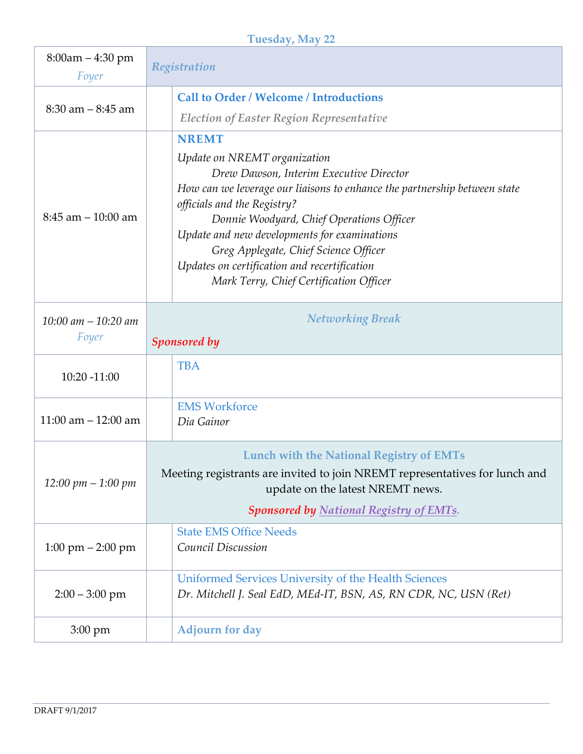## Tuesday, May 22

| | | |
|---|---|---|
| 8:00am – 4:30 pm<br>*Foyer* | *Registration* | |
| 8:30 am – 8:45 am | | **Call to Order / Welcome / Introductions**<br>***Election of Easter Region Representative*** |
| 8:45 am – 10:00 am | | **NREMT**<br>*Update on NREMT organization*<br>*Drew Dawson, Interim Executive Director*<br>*How can we leverage our liaisons to enhance the partnership between state officials and the Registry?*<br>*Donnie Woodyard, Chief Operations Officer*<br>*Update and new developments for examinations*<br>*Greg Applegate, Chief Science Officer*<br>*Updates on certification and recertification*<br>*Mark Terry, Chief Certification Officer* |
| *10:00 am – 10:20 am*<br>*Foyer* | *Networking Break*<br>***Sponsored by*** | |
| 10:20 -11:00 | | TBA |
| 11:00 am – 12:00 am | | EMS Workforce<br>*Dia Gainor* |
| *12:00 pm – 1:00 pm* | **Lunch with the National Registry of EMTs**<br>Meeting registrants are invited to join NREMT representatives for lunch and update on the latest NREMT news.<br>***Sponsored by National Registry of EMTs.*** | |
| 1:00 pm – 2:00 pm | | State EMS Office Needs<br>*Council Discussion* |
| 2:00 – 3:00 pm | | Uniformed Services University of the Health Sciences<br>*Dr. Mitchell J. Seal EdD, MEd-IT, BSN, AS, RN CDR, NC, USN (Ret)* |
| 3:00 pm | | **Adjourn for day** |

DRAFT 9/1/2017